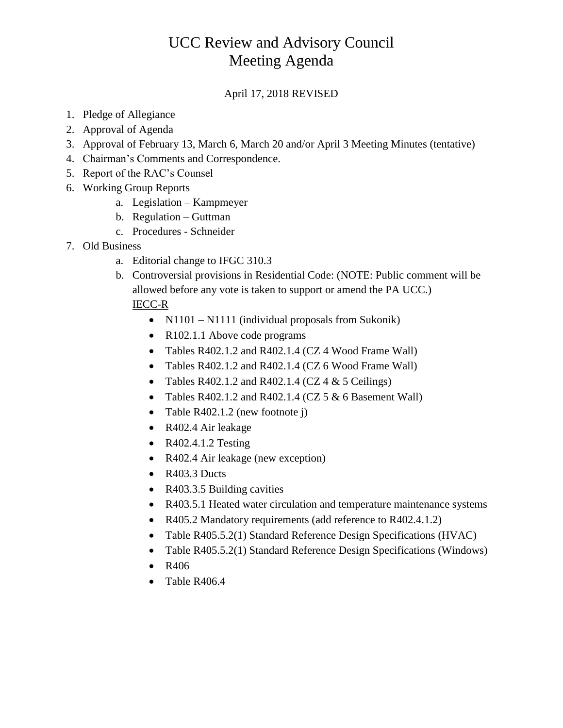# UCC Review and Advisory Council
# Meeting Agenda

April 17, 2018 REVISED

1. Pledge of Allegiance
2. Approval of Agenda
3. Approval of February 13, March 6, March 20 and/or April 3 Meeting Minutes (tentative)
4. Chairman's Comments and Correspondence.
5. Report of the RAC's Counsel
6. Working Group Reports
   a. Legislation – Kampmeyer
   b. Regulation – Guttman
   c. Procedures - Schneider
7. Old Business
   a. Editorial change to IFGC 310.3
   b. Controversial provisions in Residential Code: (NOTE: Public comment will be allowed before any vote is taken to support or amend the PA UCC.)
      <u>IECC-R</u>
      - N1101 – N1111 (individual proposals from Sukonik)
      - R102.1.1 Above code programs
      - Tables R402.1.2 and R402.1.4 (CZ 4 Wood Frame Wall)
      - Tables R402.1.2 and R402.1.4 (CZ 6 Wood Frame Wall)
      - Tables R402.1.2 and R402.1.4 (CZ 4 & 5 Ceilings)
      - Tables R402.1.2 and R402.1.4 (CZ 5 & 6 Basement Wall)
      - Table R402.1.2 (new footnote j)
      - R402.4 Air leakage
      - R402.4.1.2 Testing
      - R402.4 Air leakage (new exception)
      - R403.3 Ducts
      - R403.3.5 Building cavities
      - R403.5.1 Heated water circulation and temperature maintenance systems
      - R405.2 Mandatory requirements (add reference to R402.4.1.2)
      - Table R405.5.2(1) Standard Reference Design Specifications (HVAC)
      - Table R405.5.2(1) Standard Reference Design Specifications (Windows)
      - R406
      - Table R406.4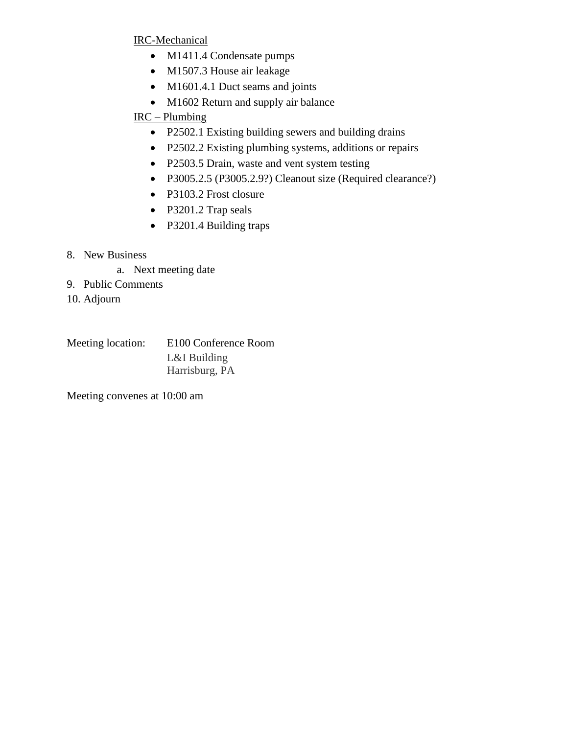IRC-Mechanical

- M1411.4 Condensate pumps
- M1507.3 House air leakage
- M1601.4.1 Duct seams and joints
- M1602 Return and supply air balance

IRC – Plumbing

- P2502.1 Existing building sewers and building drains
- P2502.2 Existing plumbing systems, additions or repairs
- P2503.5 Drain, waste and vent system testing
- P3005.2.5 (P3005.2.9?) Cleanout size (Required clearance?)
- P3103.2 Frost closure
- P3201.2 Trap seals
- P3201.4 Building traps

8. New Business
   a. Next meeting date
9. Public Comments
10. Adjourn

Meeting location: E100 Conference Room
L&I Building
Harrisburg, PA

Meeting convenes at 10:00 am